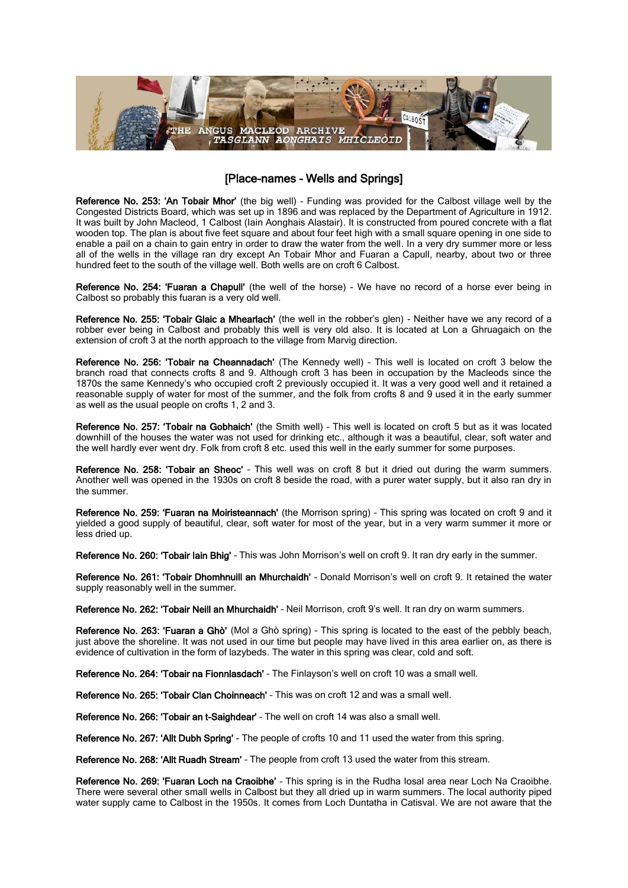## [Place-names - Wells and Springs]

**Reference No. 253: 'An Tobair Mhor'** (the big well) – Funding was provided for the Calbost village well by the Congested Districts Board, which was set up in 1896 and was replaced by the Department of Agriculture in 1912. It was built by John Macleod, 1 Calbost (Iain Aonghais Alastair). It is constructed from poured concrete with a flat wooden top. The plan is about five feet square and about four feet high with a small square opening in one side to enable a pail on a chain to gain entry in order to draw the water from the well. In a very dry summer more or less all of the wells in the village ran dry except An Tobair Mhor and Fuaran a Capull, nearby, about two or three hundred feet to the south of the village well. Both wells are on croft 6 Calbost.

**Reference No. 254: 'Fuaran a Chapull'** (the well of the horse) - We have no record of a horse ever being in Calbost so probably this fuaran is a very old well.

**Reference No. 255: 'Tobair Glaic a Mhearlach'** (the well in the robber's glen) - Neither have we any record of a robber ever being in Calbost and probably this well is very old also. It is located at Lon a Ghruagaich on the extension of croft 3 at the north approach to the village from Marvig direction.

**Reference No. 256: 'Tobair na Cheannadach'** (The Kennedy well) – This well is located on croft 3 below the branch road that connects crofts 8 and 9. Although croft 3 has been in occupation by the Macleods since the 1870s the same Kennedy's who occupied croft 2 previously occupied it. It was a very good well and it retained a reasonable supply of water for most of the summer, and the folk from crofts 8 and 9 used it in the early summer as well as the usual people on crofts 1, 2 and 3.

**Reference No. 257: 'Tobair na Gobhaich'** (the Smith well) – This well is located on croft 5 but as it was located downhill of the houses the water was not used for drinking etc., although it was a beautiful, clear, soft water and the well hardly ever went dry. Folk from croft 8 etc. used this well in the early summer for some purposes.

**Reference No. 258: 'Tobair an Sheoc'** – This well was on croft 8 but it dried out during the warm summers. Another well was opened in the 1930s on croft 8 beside the road, with a purer water supply, but it also ran dry in the summer.

**Reference No. 259: 'Fuaran na Moiristeannach'** (the Morrison spring) – This spring was located on croft 9 and it yielded a good supply of beautiful, clear, soft water for most of the year, but in a very warm summer it more or less dried up.

**Reference No. 260: 'Tobair Iain Bhig'** – This was John Morrison's well on croft 9. It ran dry early in the summer.

**Reference No. 261: 'Tobair Dhomhnuill an Mhurchaidh'** – Donald Morrison's well on croft 9. It retained the water supply reasonably well in the summer.

**Reference No. 262: 'Tobair Neill an Mhurchaidh'** – Neil Morrison, croft 9's well. It ran dry on warm summers.

**Reference No. 263: 'Fuaran a Ghò'** (Mol a Ghò spring) – This spring is located to the east of the pebbly beach, just above the shoreline. It was not used in our time but people may have lived in this area earlier on, as there is evidence of cultivation in the form of lazybeds. The water in this spring was clear, cold and soft.

**Reference No. 264: 'Tobair na Fionnlasdach'** – The Finlayson's well on croft 10 was a small well.

**Reference No. 265: 'Tobair Clan Choinneach'** – This was on croft 12 and was a small well.

**Reference No. 266: 'Tobair an t-Saighdear'** – The well on croft 14 was also a small well.

**Reference No. 267: 'Allt Dubh Spring'** – The people of crofts 10 and 11 used the water from this spring.

**Reference No. 268: 'Allt Ruadh Stream'** – The people from croft 13 used the water from this stream.

**Reference No. 269: 'Fuaran Loch na Craoibhe'** – This spring is in the Rudha Iosal area near Loch Na Craoibhe. There were several other small wells in Calbost but they all dried up in warm summers. The local authority piped water supply came to Calbost in the 1950s. It comes from Loch Duntatha in Catisval. We are not aware that the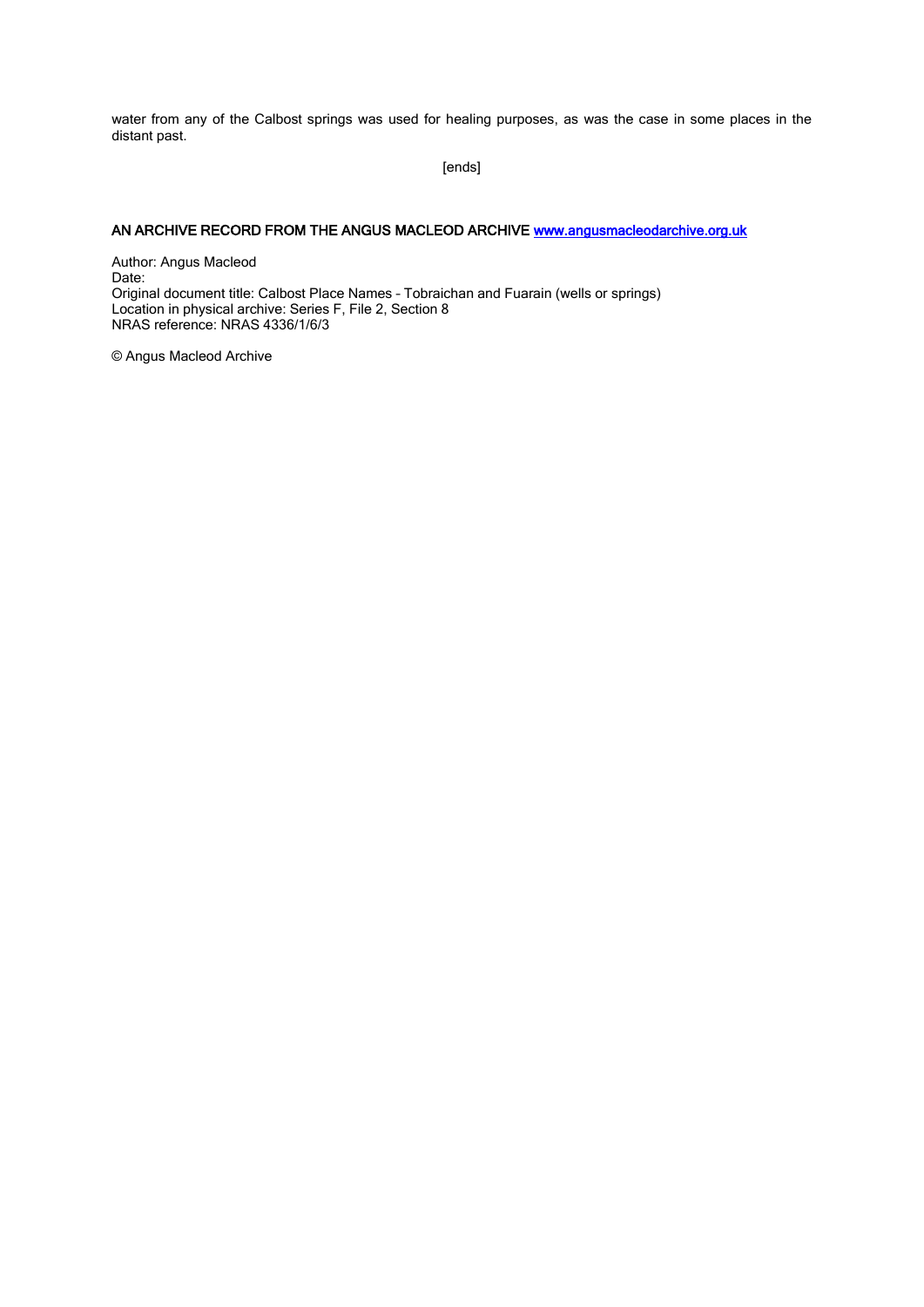water from any of the Calbost springs was used for healing purposes, as was the case in some places in the distant past.

[ends]

**AN ARCHIVE RECORD FROM THE ANGUS MACLEOD ARCHIVE [www.angusmacleodarchive.org.uk](http://www.angusmacleodarchive.org.uk)**

Author: Angus Macleod
Date:
Original document title: Calbost Place Names – Tobraichan and Fuarain (wells or springs)
Location in physical archive: Series F, File 2, Section 8
NRAS reference: NRAS 4336/1/6/3

© Angus Macleod Archive